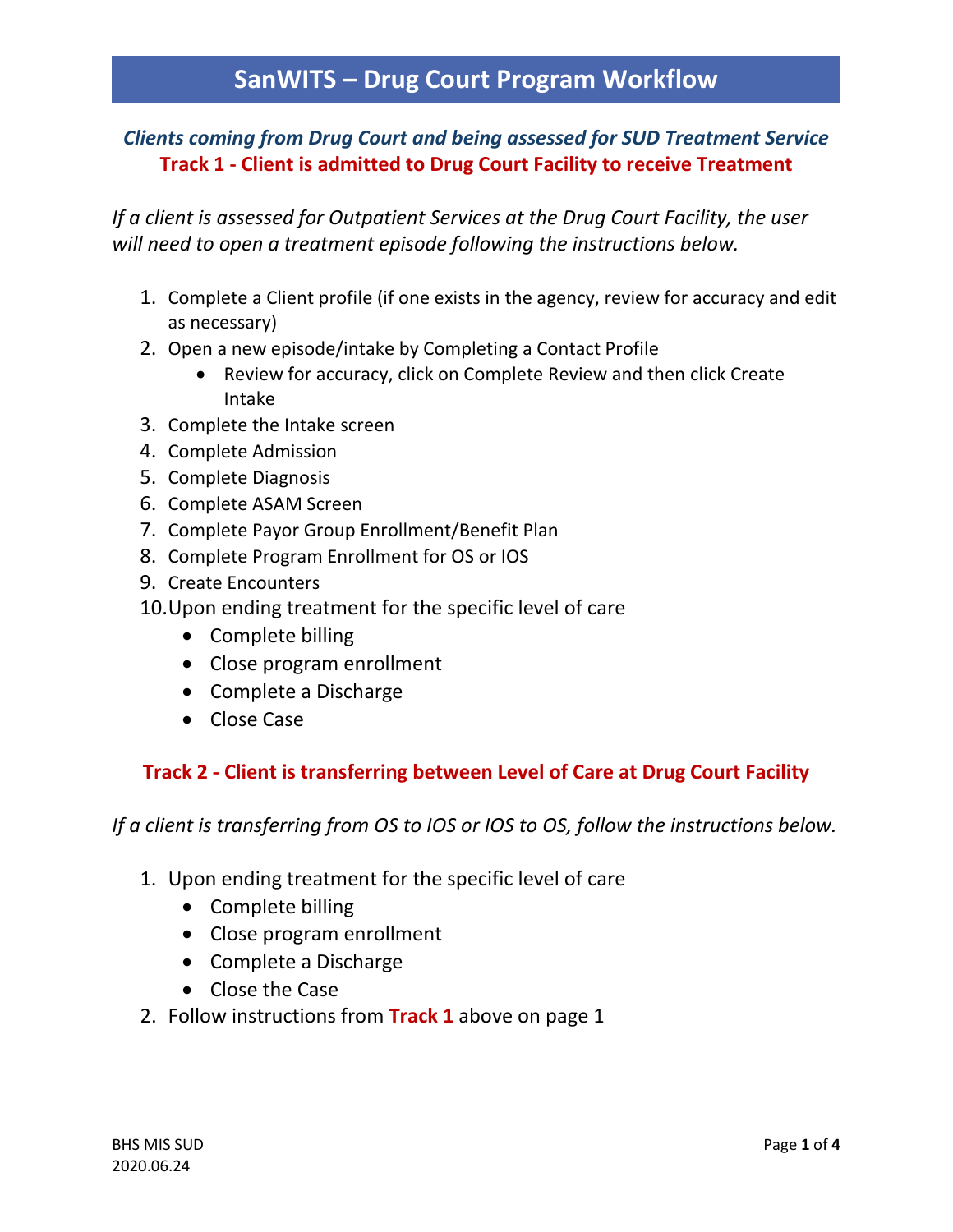# SanWITS – Drug Court Program Workflow

### *Clients coming from Drug Court and being assessed for SUD Treatment Service*

### Track 1 - Client is admitted to Drug Court Facility to receive Treatment

*If a client is assessed for Outpatient Services at the Drug Court Facility, the user will need to open a treatment episode following the instructions below.*

1. Complete a Client profile (if one exists in the agency, review for accuracy and edit as necessary)
2. Open a new episode/intake by Completing a Contact Profile
   - Review for accuracy, click on Complete Review and then click Create Intake
3. Complete the Intake screen
4. Complete Admission
5. Complete Diagnosis
6. Complete ASAM Screen
7. Complete Payor Group Enrollment/Benefit Plan
8. Complete Program Enrollment for OS or IOS
9. Create Encounters
10. Upon ending treatment for the specific level of care
    - Complete billing
    - Close program enrollment
    - Complete a Discharge
    - Close Case

### Track 2 - Client is transferring between Level of Care at Drug Court Facility

*If a client is transferring from OS to IOS or IOS to OS, follow the instructions below.*

1. Upon ending treatment for the specific level of care
   - Complete billing
   - Close program enrollment
   - Complete a Discharge
   - Close the Case
2. Follow instructions from **Track 1** above on page 1

BHS MIS SUD
2020.06.24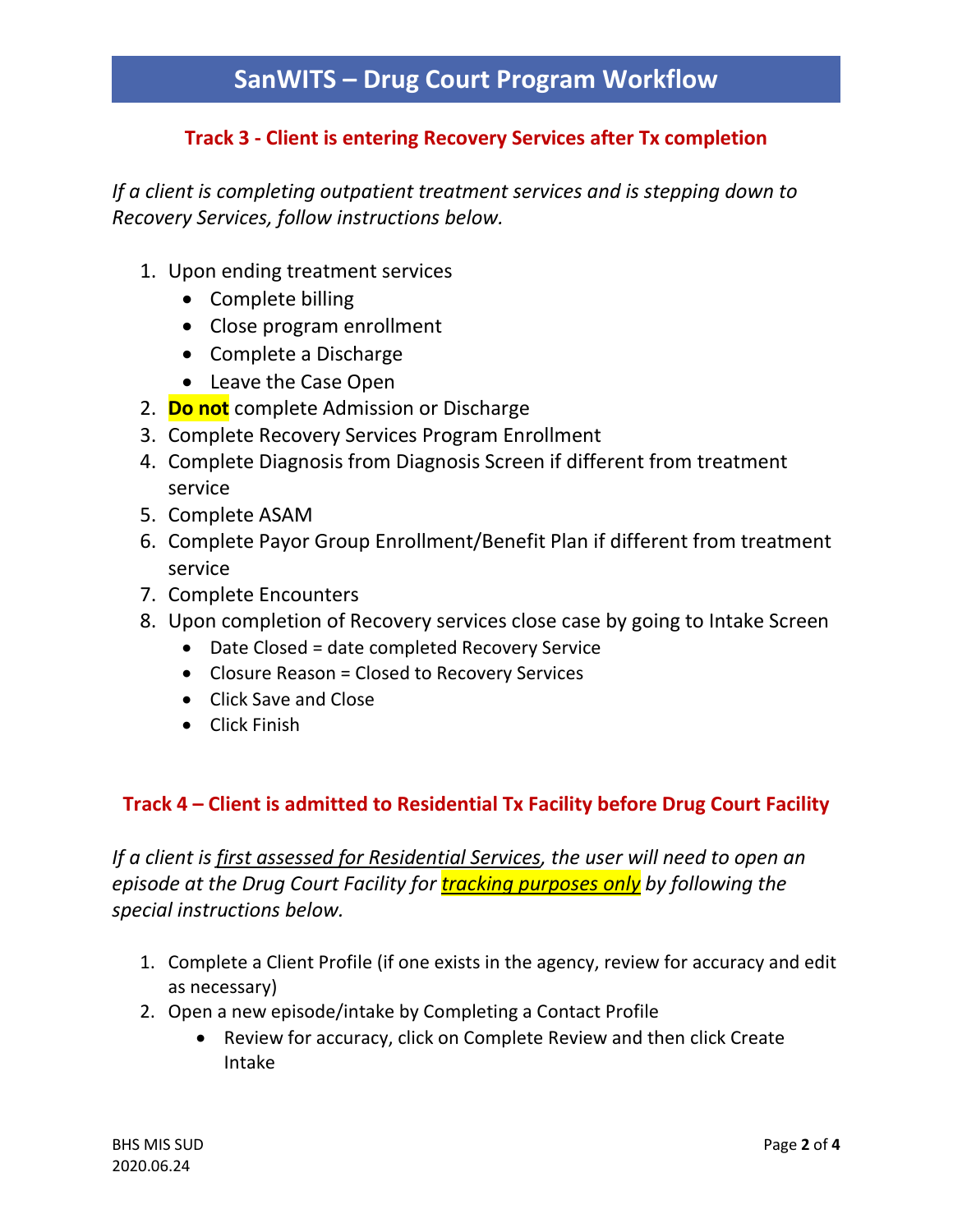# SanWITS – Drug Court Program Workflow

## Track 3 - Client is entering Recovery Services after Tx completion

*If a client is completing outpatient treatment services and is stepping down to Recovery Services, follow instructions below.*

1. Upon ending treatment services
   - Complete billing
   - Close program enrollment
   - Complete a Discharge
   - Leave the Case Open
2. **Do not** complete Admission or Discharge
3. Complete Recovery Services Program Enrollment
4. Complete Diagnosis from Diagnosis Screen if different from treatment service
5. Complete ASAM
6. Complete Payor Group Enrollment/Benefit Plan if different from treatment service
7. Complete Encounters
8. Upon completion of Recovery services close case by going to Intake Screen
   - Date Closed = date completed Recovery Service
   - Closure Reason = Closed to Recovery Services
   - Click Save and Close
   - Click Finish

## Track 4 – Client is admitted to Residential Tx Facility before Drug Court Facility

*If a client is first assessed for Residential Services, the user will need to open an episode at the Drug Court Facility for **tracking purposes only** by following the special instructions below.*

1. Complete a Client Profile (if one exists in the agency, review for accuracy and edit as necessary)
2. Open a new episode/intake by Completing a Contact Profile
   - Review for accuracy, click on Complete Review and then click Create Intake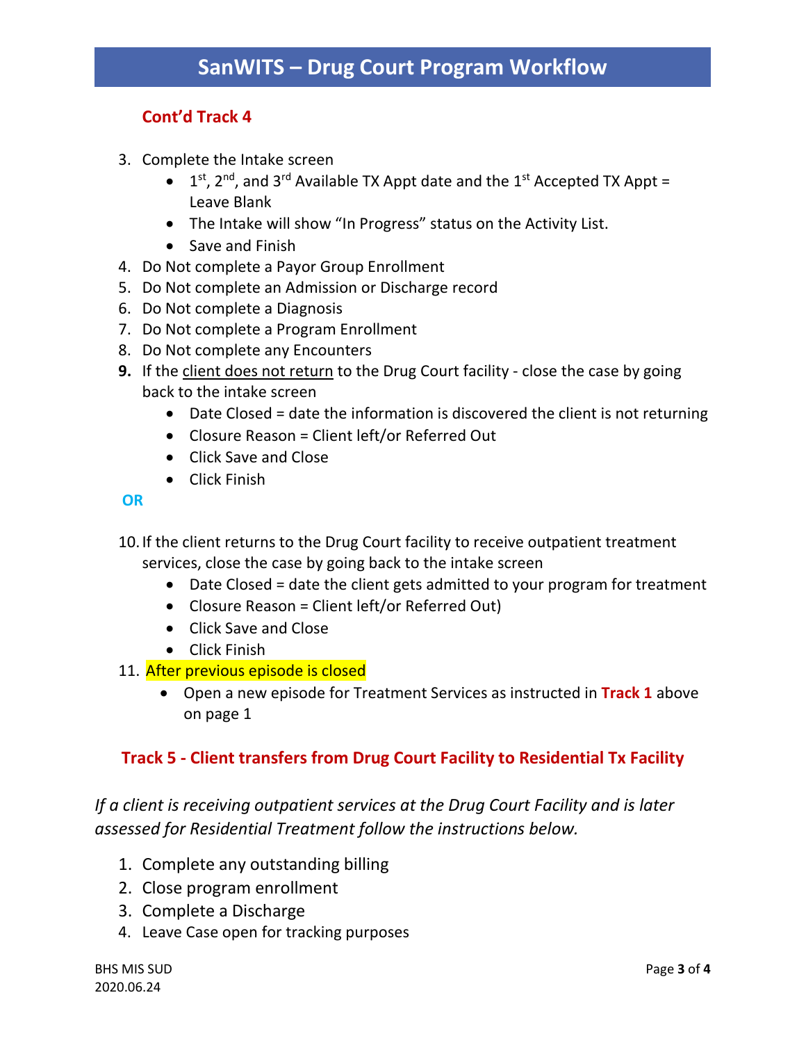# SanWITS – Drug Court Program Workflow

### Cont'd Track 4

3. Complete the Intake screen
   - 1st, 2nd, and 3rd Available TX Appt date and the 1st Accepted TX Appt = Leave Blank
   - The Intake will show "In Progress" status on the Activity List.
   - Save and Finish
4. Do Not complete a Payor Group Enrollment
5. Do Not complete an Admission or Discharge record
6. Do Not complete a Diagnosis
7. Do Not complete a Program Enrollment
8. Do Not complete any Encounters
9. If the client does not return to the Drug Court facility - close the case by going back to the intake screen
   - Date Closed = date the information is discovered the client is not returning
   - Closure Reason = Client left/or Referred Out
   - Click Save and Close
   - Click Finish

**OR**

10. If the client returns to the Drug Court facility to receive outpatient treatment services, close the case by going back to the intake screen
    - Date Closed = date the client gets admitted to your program for treatment
    - Closure Reason = Client left/or Referred Out)
    - Click Save and Close
    - Click Finish
11. After previous episode is closed
    - Open a new episode for Treatment Services as instructed in **Track 1** above on page 1

### Track 5 - Client transfers from Drug Court Facility to Residential Tx Facility

*If a client is receiving outpatient services at the Drug Court Facility and is later assessed for Residential Treatment follow the instructions below.*

1. Complete any outstanding billing
2. Close program enrollment
3. Complete a Discharge
4. Leave Case open for tracking purposes

BHS MIS SUD
2020.06.24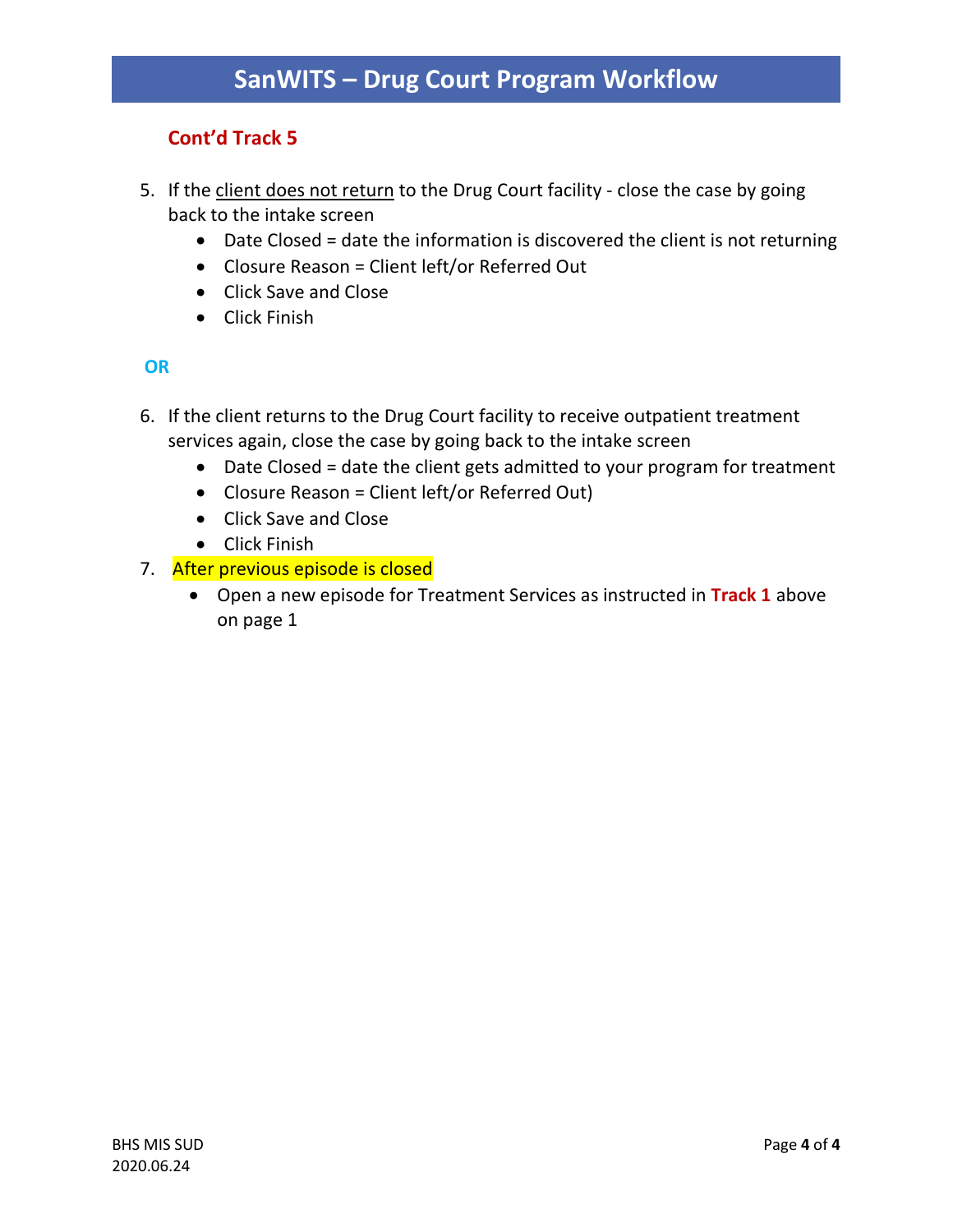# SanWITS – Drug Court Program Workflow

## Cont'd Track 5

5. If the client does not return to the Drug Court facility - close the case by going back to the intake screen
   - Date Closed = date the information is discovered the client is not returning
   - Closure Reason = Client left/or Referred Out
   - Click Save and Close
   - Click Finish

**OR**

6. If the client returns to the Drug Court facility to receive outpatient treatment services again, close the case by going back to the intake screen
   - Date Closed = date the client gets admitted to your program for treatment
   - Closure Reason = Client left/or Referred Out)
   - Click Save and Close
   - Click Finish
7. After previous episode is closed
   - Open a new episode for Treatment Services as instructed in **Track 1** above on page 1

BHS MIS SUD
2020.06.24